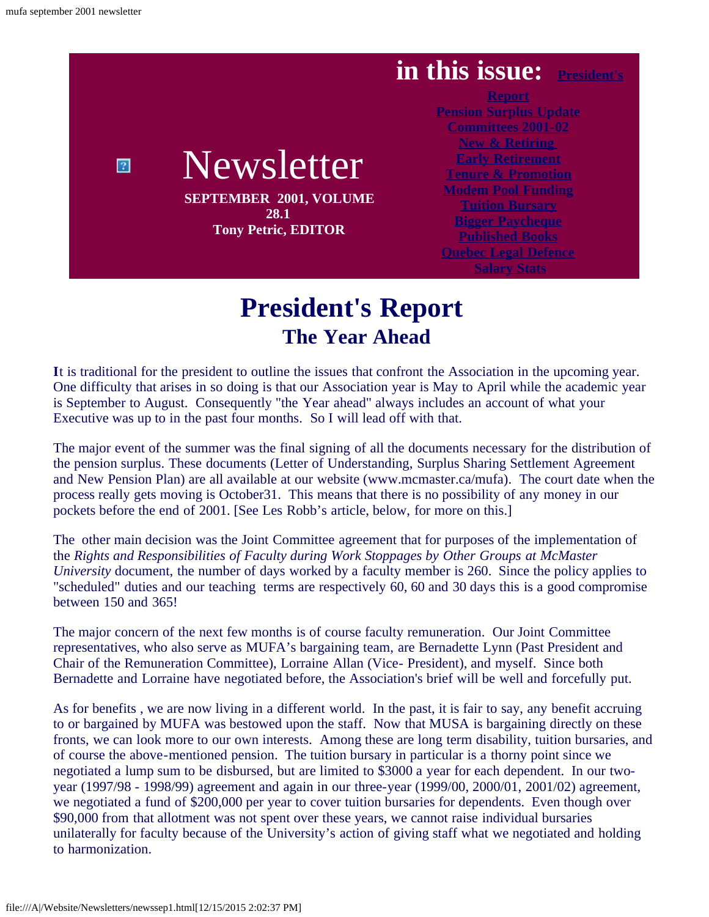# Newsletter

**SEPTEMBER 2001, VOLUME 28.1**
**Tony Petric, EDITOR**

**in this issue:**

- President's Report
- Pension Surplus Update
- Committees 2001-02
- New & Retiring
- Early Retirement
- Tenure & Promotion
- Modem Pool Funding
- Tuition Bursary
- Bigger Paycheque
- Published Books
- Quebec Legal Defence
- Salary Stats

# President's Report

## The Year Ahead

It is traditional for the president to outline the issues that confront the Association in the upcoming year. One difficulty that arises in so doing is that our Association year is May to April while the academic year is September to August. Consequently "the Year ahead" always includes an account of what your Executive was up to in the past four months. So I will lead off with that.

The major event of the summer was the final signing of all the documents necessary for the distribution of the pension surplus. These documents (Letter of Understanding, Surplus Sharing Settlement Agreement and New Pension Plan) are all available at our website (www.mcmaster.ca/mufa). The court date when the process really gets moving is October31. This means that there is no possibility of any money in our pockets before the end of 2001. [See Les Robb's article, below, for more on this.]

The other main decision was the Joint Committee agreement that for purposes of the implementation of the *Rights and Responsibilities of Faculty during Work Stoppages by Other Groups at McMaster University* document, the number of days worked by a faculty member is 260. Since the policy applies to "scheduled" duties and our teaching terms are respectively 60, 60 and 30 days this is a good compromise between 150 and 365!

The major concern of the next few months is of course faculty remuneration. Our Joint Committee representatives, who also serve as MUFA's bargaining team, are Bernadette Lynn (Past President and Chair of the Remuneration Committee), Lorraine Allan (Vice- President), and myself. Since both Bernadette and Lorraine have negotiated before, the Association's brief will be well and forcefully put.

As for benefits , we are now living in a different world. In the past, it is fair to say, any benefit accruing to or bargained by MUFA was bestowed upon the staff. Now that MUSA is bargaining directly on these fronts, we can look more to our own interests. Among these are long term disability, tuition bursaries, and of course the above-mentioned pension. The tuition bursary in particular is a thorny point since we negotiated a lump sum to be disbursed, but are limited to $3000 a year for each dependent. In our two-year (1997/98 - 1998/99) agreement and again in our three-year (1999/00, 2000/01, 2001/02) agreement, we negotiated a fund of $200,000 per year to cover tuition bursaries for dependents. Even though over $90,000 from that allotment was not spent over these years, we cannot raise individual bursaries unilaterally for faculty because of the University's action of giving staff what we negotiated and holding to harmonization.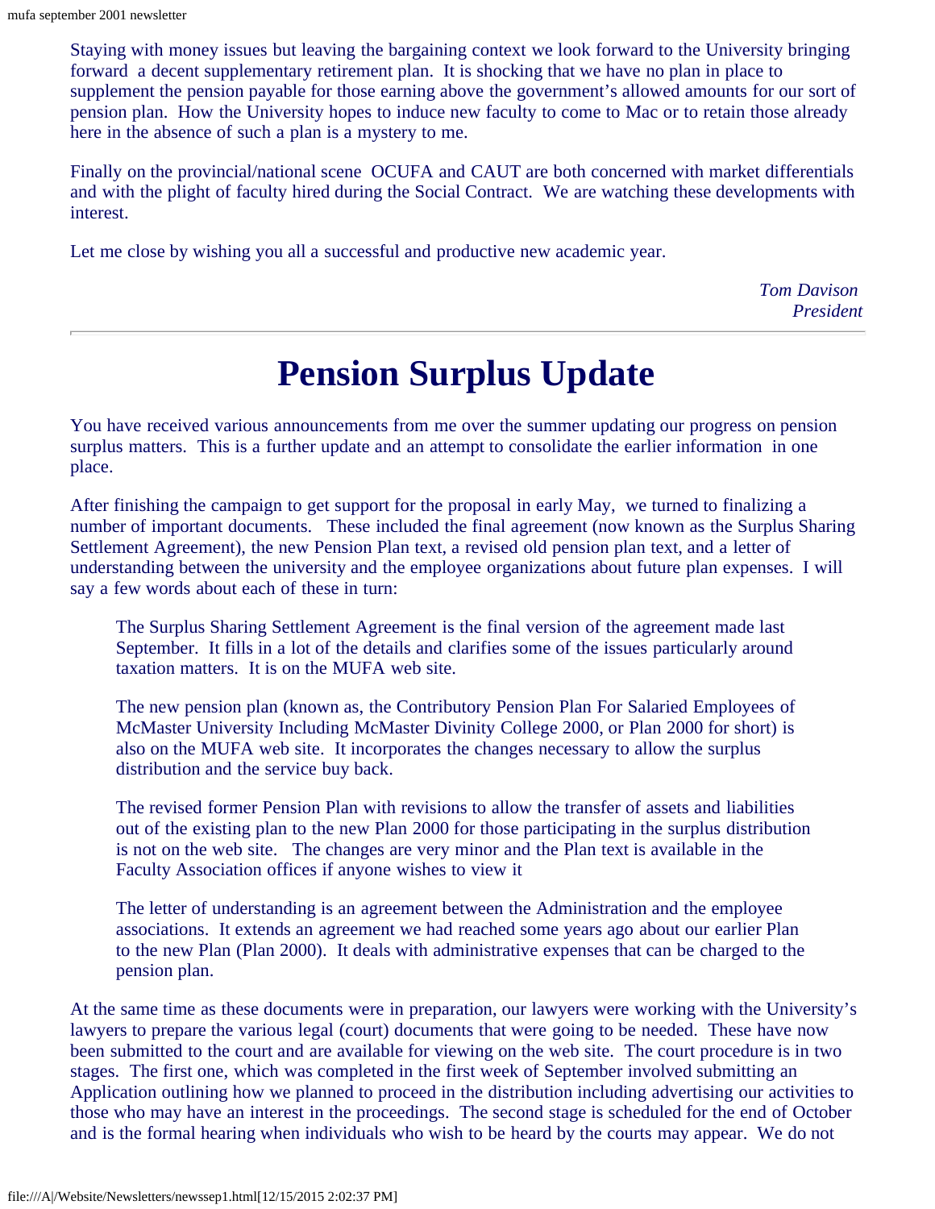Staying with money issues but leaving the bargaining context we look forward to the University bringing forward a decent supplementary retirement plan. It is shocking that we have no plan in place to supplement the pension payable for those earning above the government's allowed amounts for our sort of pension plan. How the University hopes to induce new faculty to come to Mac or to retain those already here in the absence of such a plan is a mystery to me.

Finally on the provincial/national scene OCUFA and CAUT are both concerned with market differentials and with the plight of faculty hired during the Social Contract. We are watching these developments with interest.

Let me close by wishing you all a successful and productive new academic year.

*Tom Davison*
*President*

---

# Pension Surplus Update

You have received various announcements from me over the summer updating our progress on pension surplus matters. This is a further update and an attempt to consolidate the earlier information in one place.

After finishing the campaign to get support for the proposal in early May, we turned to finalizing a number of important documents. These included the final agreement (now known as the Surplus Sharing Settlement Agreement), the new Pension Plan text, a revised old pension plan text, and a letter of understanding between the university and the employee organizations about future plan expenses. I will say a few words about each of these in turn:

> The Surplus Sharing Settlement Agreement is the final version of the agreement made last September. It fills in a lot of the details and clarifies some of the issues particularly around taxation matters. It is on the MUFA web site.
>
> The new pension plan (known as, the Contributory Pension Plan For Salaried Employees of McMaster University Including McMaster Divinity College 2000, or Plan 2000 for short) is also on the MUFA web site. It incorporates the changes necessary to allow the surplus distribution and the service buy back.
>
> The revised former Pension Plan with revisions to allow the transfer of assets and liabilities out of the existing plan to the new Plan 2000 for those participating in the surplus distribution is not on the web site. The changes are very minor and the Plan text is available in the Faculty Association offices if anyone wishes to view it
>
> The letter of understanding is an agreement between the Administration and the employee associations. It extends an agreement we had reached some years ago about our earlier Plan to the new Plan (Plan 2000). It deals with administrative expenses that can be charged to the pension plan.

At the same time as these documents were in preparation, our lawyers were working with the University's lawyers to prepare the various legal (court) documents that were going to be needed. These have now been submitted to the court and are available for viewing on the web site. The court procedure is in two stages. The first one, which was completed in the first week of September involved submitting an Application outlining how we planned to proceed in the distribution including advertising our activities to those who may have an interest in the proceedings. The second stage is scheduled for the end of October and is the formal hearing when individuals who wish to be heard by the courts may appear. We do not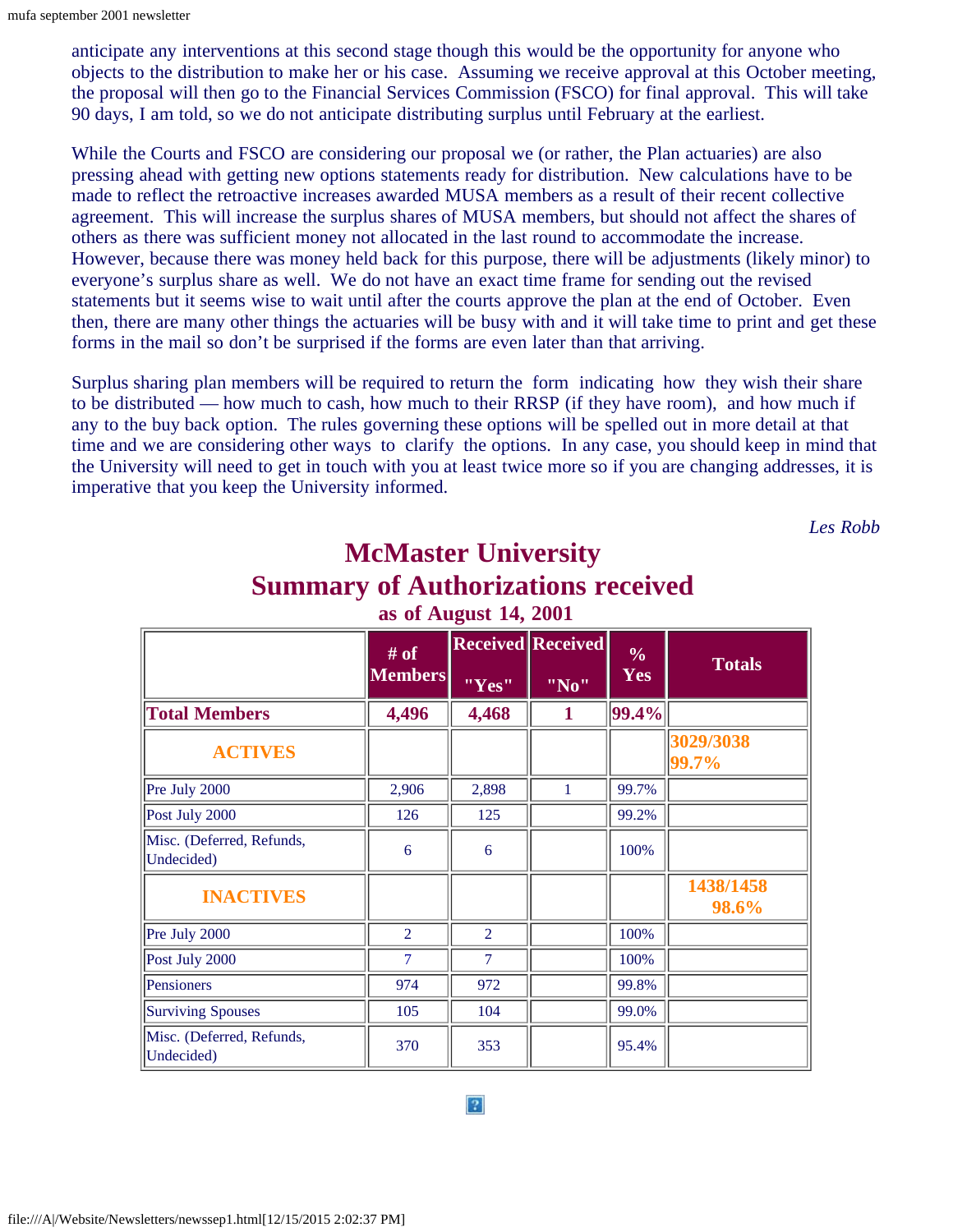anticipate any interventions at this second stage though this would be the opportunity for anyone who objects to the distribution to make her or his case. Assuming we receive approval at this October meeting, the proposal will then go to the Financial Services Commission (FSCO) for final approval. This will take 90 days, I am told, so we do not anticipate distributing surplus until February at the earliest.

While the Courts and FSCO are considering our proposal we (or rather, the Plan actuaries) are also pressing ahead with getting new options statements ready for distribution. New calculations have to be made to reflect the retroactive increases awarded MUSA members as a result of their recent collective agreement. This will increase the surplus shares of MUSA members, but should not affect the shares of others as there was sufficient money not allocated in the last round to accommodate the increase. However, because there was money held back for this purpose, there will be adjustments (likely minor) to everyone's surplus share as well. We do not have an exact time frame for sending out the revised statements but it seems wise to wait until after the courts approve the plan at the end of October. Even then, there are many other things the actuaries will be busy with and it will take time to print and get these forms in the mail so don't be surprised if the forms are even later than that arriving.

Surplus sharing plan members will be required to return the form indicating how they wish their share to be distributed — how much to cash, how much to their RRSP (if they have room), and how much if any to the buy back option. The rules governing these options will be spelled out in more detail at that time and we are considering other ways to clarify the options. In any case, you should keep in mind that the University will need to get in touch with you at least twice more so if you are changing addresses, it is imperative that you keep the University informed.

*Les Robb*

## McMaster University
## Summary of Authorizations received
### as of August 14, 2001

| | # of Members | Received "Yes" | Received "No" | % Yes | Totals |
|---|---|---|---|---|---|
| **Total Members** | **4,496** | **4,468** | **1** | **99.4%** | |
| **ACTIVES** | | | | | **3029/3038 99.7%** |
| Pre July 2000 | 2,906 | 2,898 | 1 | 99.7% | |
| Post July 2000 | 126 | 125 | | 99.2% | |
| Misc. (Deferred, Refunds, Undecided) | 6 | 6 | | 100% | |
| **INACTIVES** | | | | | **1438/1458 98.6%** |
| Pre July 2000 | 2 | 2 | | 100% | |
| Post July 2000 | 7 | 7 | | 100% | |
| Pensioners | 974 | 972 | | 99.8% | |
| Surviving Spouses | 105 | 104 | | 99.0% | |
| Misc. (Deferred, Refunds, Undecided) | 370 | 353 | | 95.4% | |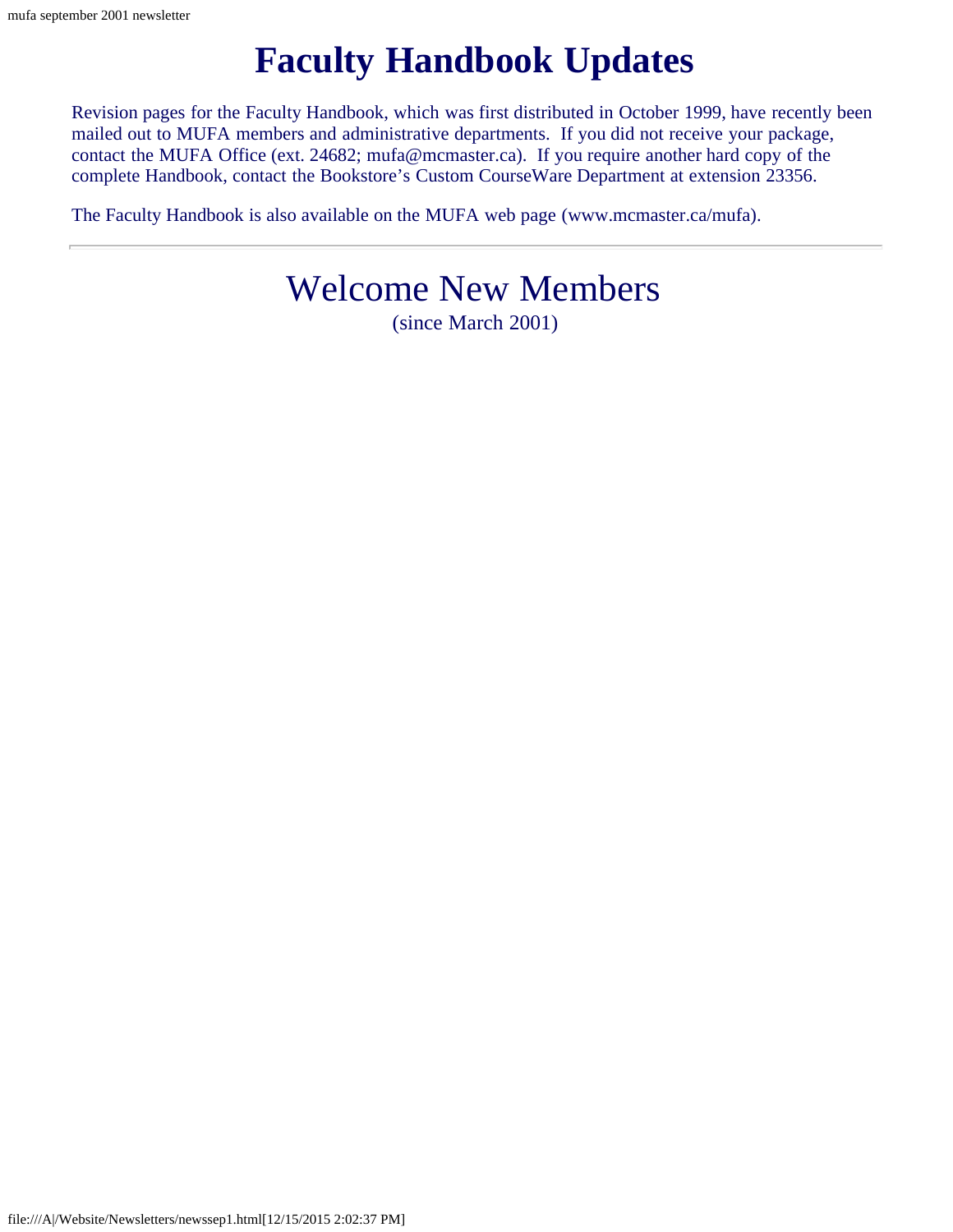# Faculty Handbook Updates

Revision pages for the Faculty Handbook, which was first distributed in October 1999, have recently been mailed out to MUFA members and administrative departments. If you did not receive your package, contact the MUFA Office (ext. 24682; mufa@mcmaster.ca). If you require another hard copy of the complete Handbook, contact the Bookstore's Custom CourseWare Department at extension 23356.

The Faculty Handbook is also available on the MUFA web page (www.mcmaster.ca/mufa).

---

## Welcome New Members

(since March 2001)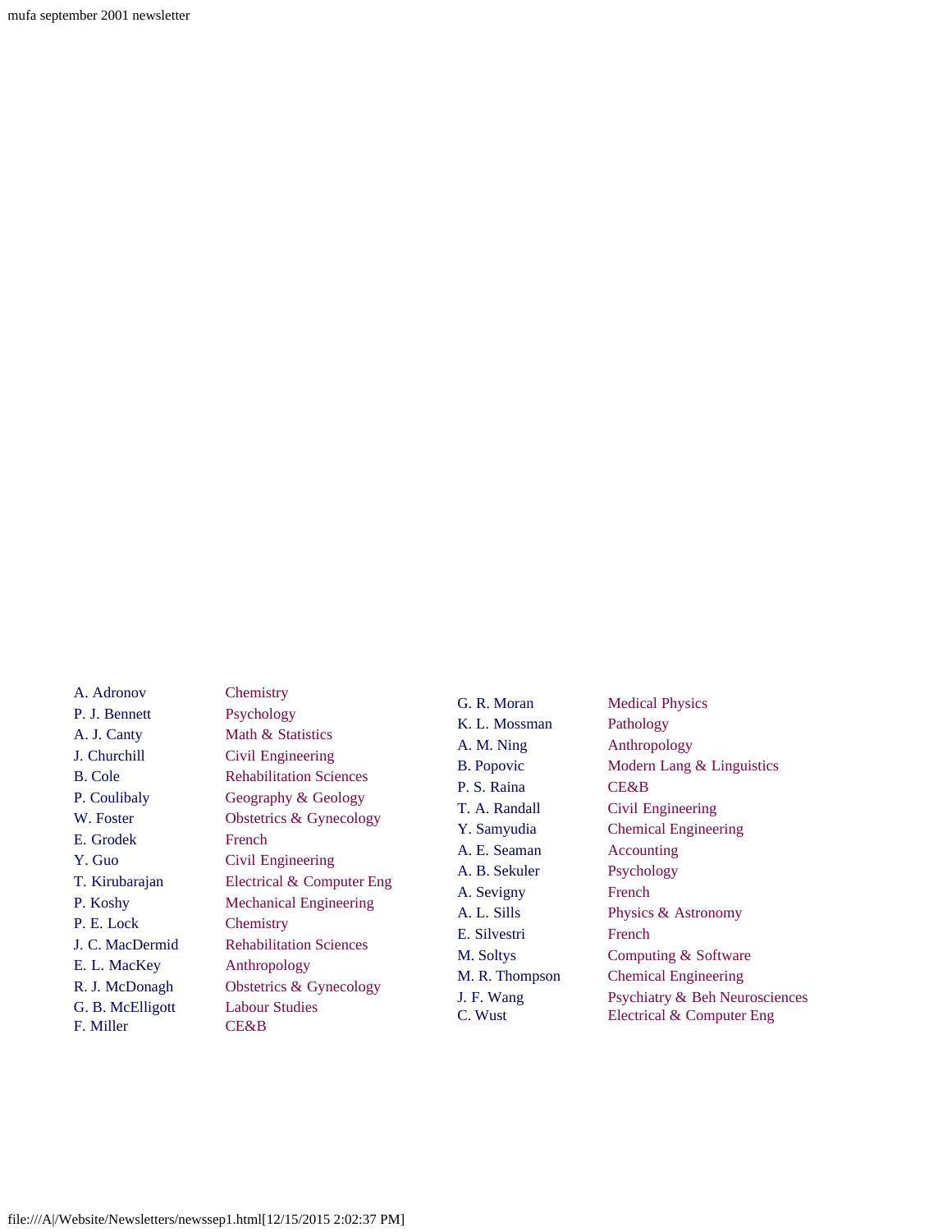| Name | Department |
| --- | --- |
| A. Adronov | Chemistry |
| P. J. Bennett | Psychology |
| A. J. Canty | Math & Statistics |
| J. Churchill | Civil Engineering |
| B. Cole | Rehabilitation Sciences |
| P. Coulibaly | Geography & Geology |
| W. Foster | Obstetrics & Gynecology |
| E. Grodek | French |
| Y. Guo | Civil Engineering |
| T. Kirubarajan | Electrical & Computer Eng |
| P. Koshy | Mechanical Engineering |
| P. E. Lock | Chemistry |
| J. C. MacDermid | Rehabilitation Sciences |
| E. L. MacKey | Anthropology |
| R. J. McDonagh | Obstetrics & Gynecology |
| G. B. McElligott | Labour Studies |
| F. Miller | CE&B |
| G. R. Moran | Medical Physics |
| K. L. Mossman | Pathology |
| A. M. Ning | Anthropology |
| B. Popovic | Modern Lang & Linguistics |
| P. S. Raina | CE&B |
| T. A. Randall | Civil Engineering |
| Y. Samyudia | Chemical Engineering |
| A. E. Seaman | Accounting |
| A. B. Sekuler | Psychology |
| A. Sevigny | French |
| A. L. Sills | Physics & Astronomy |
| E. Silvestri | French |
| M. Soltys | Computing & Software |
| M. R. Thompson | Chemical Engineering |
| J. F. Wang | Psychiatry & Beh Neurosciences |
| C. Wust | Electrical & Computer Eng |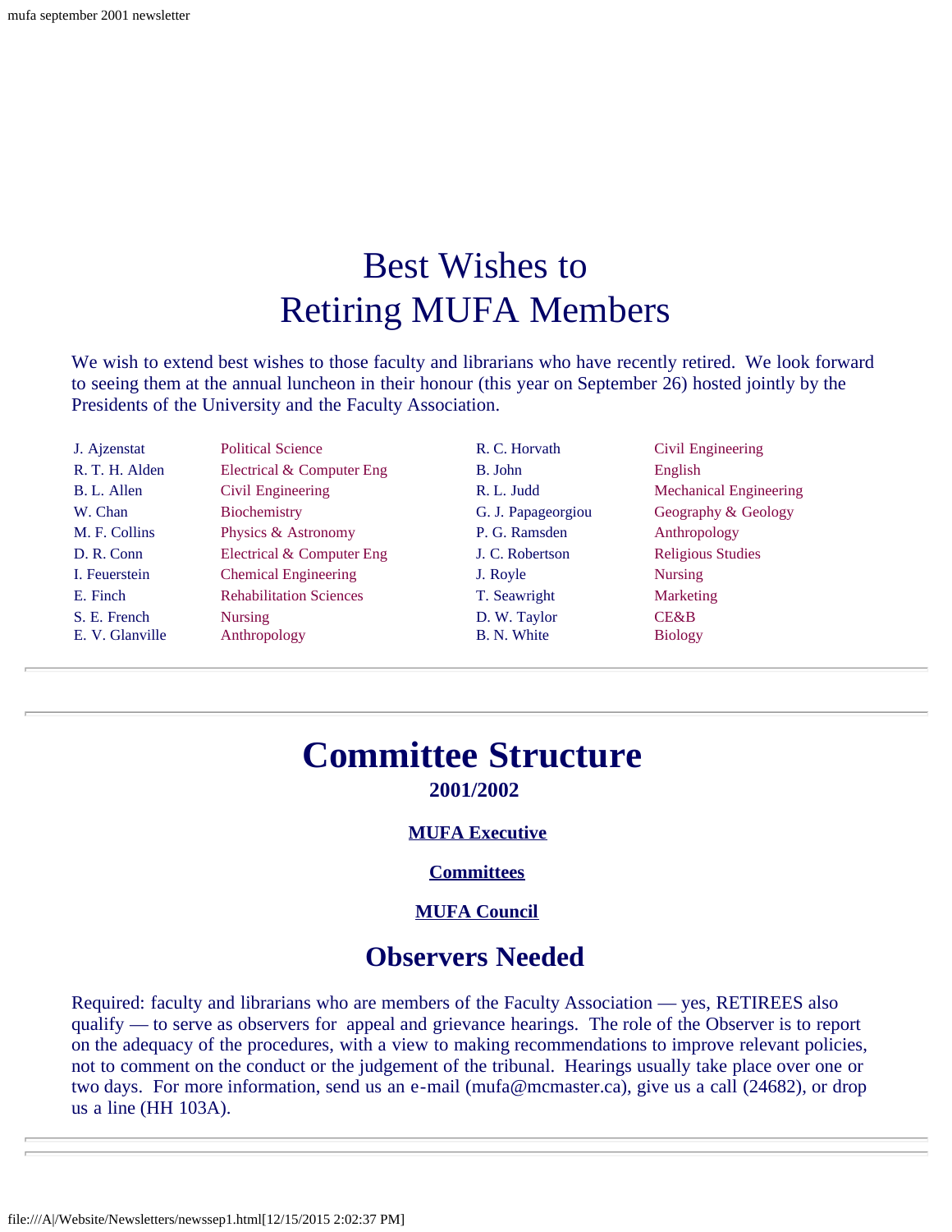# Best Wishes to Retiring MUFA Members

We wish to extend best wishes to those faculty and librarians who have recently retired. We look forward to seeing them at the annual luncheon in their honour (this year on September 26) hosted jointly by the Presidents of the University and the Faculty Association.

| | |
|---|---|
| J. Ajzenstat | Political Science |
| R. T. H. Alden | Electrical & Computer Eng |
| B. L. Allen | Civil Engineering |
| W. Chan | Biochemistry |
| M. F. Collins | Physics & Astronomy |
| D. R. Conn | Electrical & Computer Eng |
| I. Feuerstein | Chemical Engineering |
| E. Finch | Rehabilitation Sciences |
| S. E. French | Nursing |
| E. V. Glanville | Anthropology |
| R. C. Horvath | Civil Engineering |
| B. John | English |
| R. L. Judd | Mechanical Engineering |
| G. J. Papageorgiou | Geography & Geology |
| P. G. Ramsden | Anthropology |
| J. C. Robertson | Religious Studies |
| J. Royle | Nursing |
| T. Seawright | Marketing |
| D. W. Taylor | CE&B |
| B. N. White | Biology |

---

# Committee Structure

**2001/2002**

**MUFA Executive**

**Committees**

**MUFA Council**

## Observers Needed

Required: faculty and librarians who are members of the Faculty Association — yes, RETIREES also qualify — to serve as observers for appeal and grievance hearings. The role of the Observer is to report on the adequacy of the procedures, with a view to making recommendations to improve relevant policies, not to comment on the conduct or the judgement of the tribunal. Hearings usually take place over one or two days. For more information, send us an e-mail (mufa@mcmaster.ca), give us a call (24682), or drop us a line (HH 103A).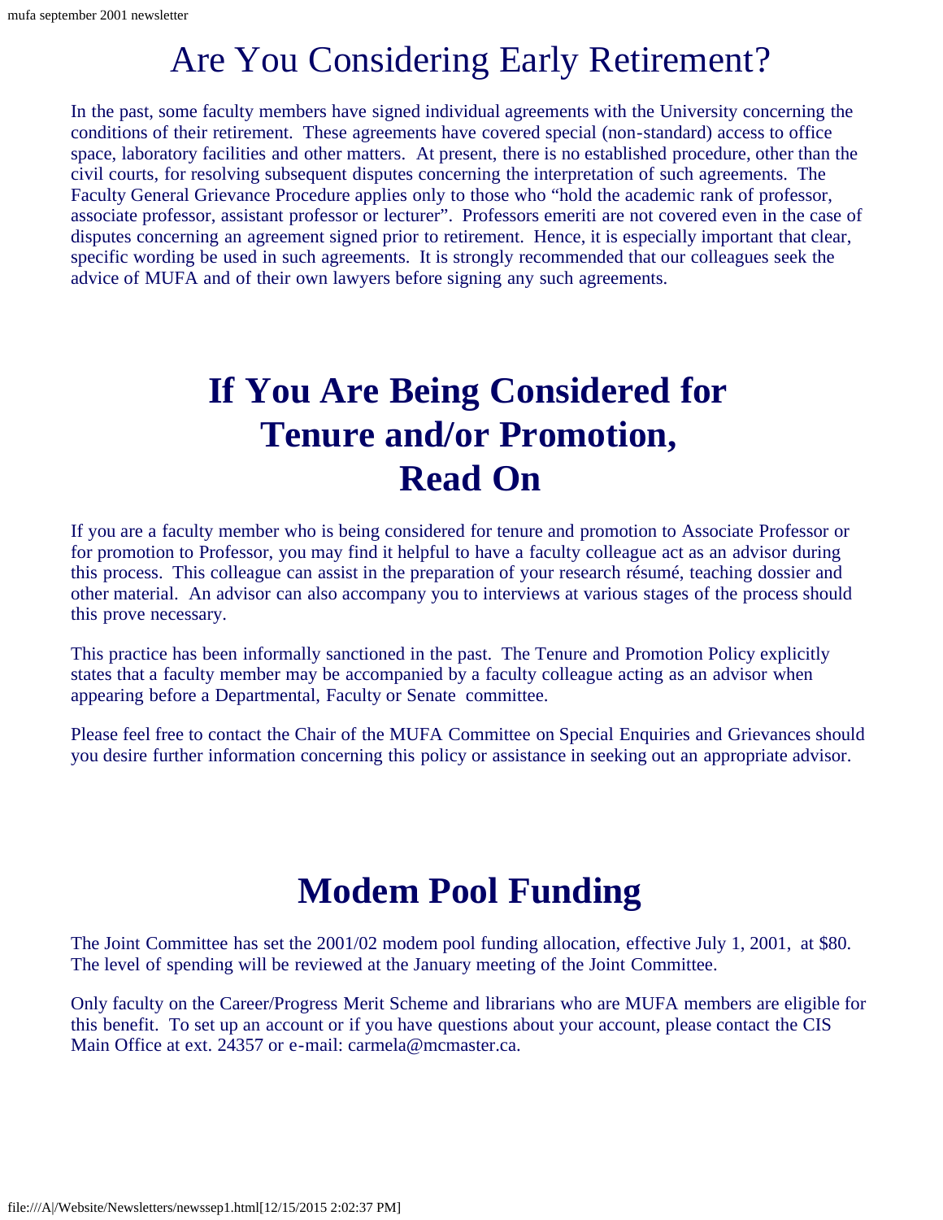# Are You Considering Early Retirement?

In the past, some faculty members have signed individual agreements with the University concerning the conditions of their retirement. These agreements have covered special (non-standard) access to office space, laboratory facilities and other matters. At present, there is no established procedure, other than the civil courts, for resolving subsequent disputes concerning the interpretation of such agreements. The Faculty General Grievance Procedure applies only to those who "hold the academic rank of professor, associate professor, assistant professor or lecturer". Professors emeriti are not covered even in the case of disputes concerning an agreement signed prior to retirement. Hence, it is especially important that clear, specific wording be used in such agreements. It is strongly recommended that our colleagues seek the advice of MUFA and of their own lawyers before signing any such agreements.

# If You Are Being Considered for Tenure and/or Promotion, Read On

If you are a faculty member who is being considered for tenure and promotion to Associate Professor or for promotion to Professor, you may find it helpful to have a faculty colleague act as an advisor during this process. This colleague can assist in the preparation of your research résumé, teaching dossier and other material. An advisor can also accompany you to interviews at various stages of the process should this prove necessary.

This practice has been informally sanctioned in the past. The Tenure and Promotion Policy explicitly states that a faculty member may be accompanied by a faculty colleague acting as an advisor when appearing before a Departmental, Faculty or Senate committee.

Please feel free to contact the Chair of the MUFA Committee on Special Enquiries and Grievances should you desire further information concerning this policy or assistance in seeking out an appropriate advisor.

# Modem Pool Funding

The Joint Committee has set the 2001/02 modem pool funding allocation, effective July 1, 2001, at $80. The level of spending will be reviewed at the January meeting of the Joint Committee.

Only faculty on the Career/Progress Merit Scheme and librarians who are MUFA members are eligible for this benefit. To set up an account or if you have questions about your account, please contact the CIS Main Office at ext. 24357 or e-mail: carmela@mcmaster.ca.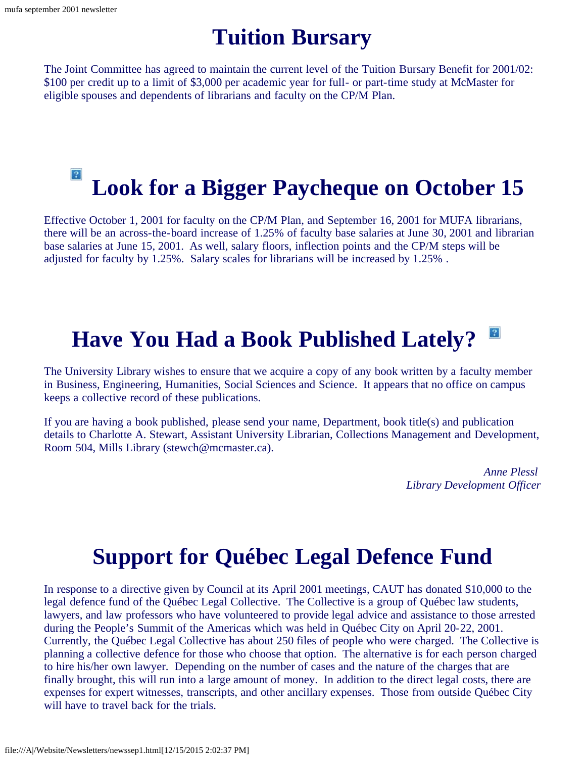# Tuition Bursary

The Joint Committee has agreed to maintain the current level of the Tuition Bursary Benefit for 2001/02: $100 per credit up to a limit of $3,000 per academic year for full- or part-time study at McMaster for eligible spouses and dependents of librarians and faculty on the CP/M Plan.

# Look for a Bigger Paycheque on October 15

Effective October 1, 2001 for faculty on the CP/M Plan, and September 16, 2001 for MUFA librarians, there will be an across-the-board increase of 1.25% of faculty base salaries at June 30, 2001 and librarian base salaries at June 15, 2001. As well, salary floors, inflection points and the CP/M steps will be adjusted for faculty by 1.25%. Salary scales for librarians will be increased by 1.25% .

# Have You Had a Book Published Lately?

The University Library wishes to ensure that we acquire a copy of any book written by a faculty member in Business, Engineering, Humanities, Social Sciences and Science. It appears that no office on campus keeps a collective record of these publications.

If you are having a book published, please send your name, Department, book title(s) and publication details to Charlotte A. Stewart, Assistant University Librarian, Collections Management and Development, Room 504, Mills Library (stewch@mcmaster.ca).

*Anne Plessl*
*Library Development Officer*

# Support for Québec Legal Defence Fund

In response to a directive given by Council at its April 2001 meetings, CAUT has donated $10,000 to the legal defence fund of the Québec Legal Collective. The Collective is a group of Québec law students, lawyers, and law professors who have volunteered to provide legal advice and assistance to those arrested during the People's Summit of the Americas which was held in Québec City on April 20-22, 2001. Currently, the Québec Legal Collective has about 250 files of people who were charged. The Collective is planning a collective defence for those who choose that option. The alternative is for each person charged to hire his/her own lawyer. Depending on the number of cases and the nature of the charges that are finally brought, this will run into a large amount of money. In addition to the direct legal costs, there are expenses for expert witnesses, transcripts, and other ancillary expenses. Those from outside Québec City will have to travel back for the trials.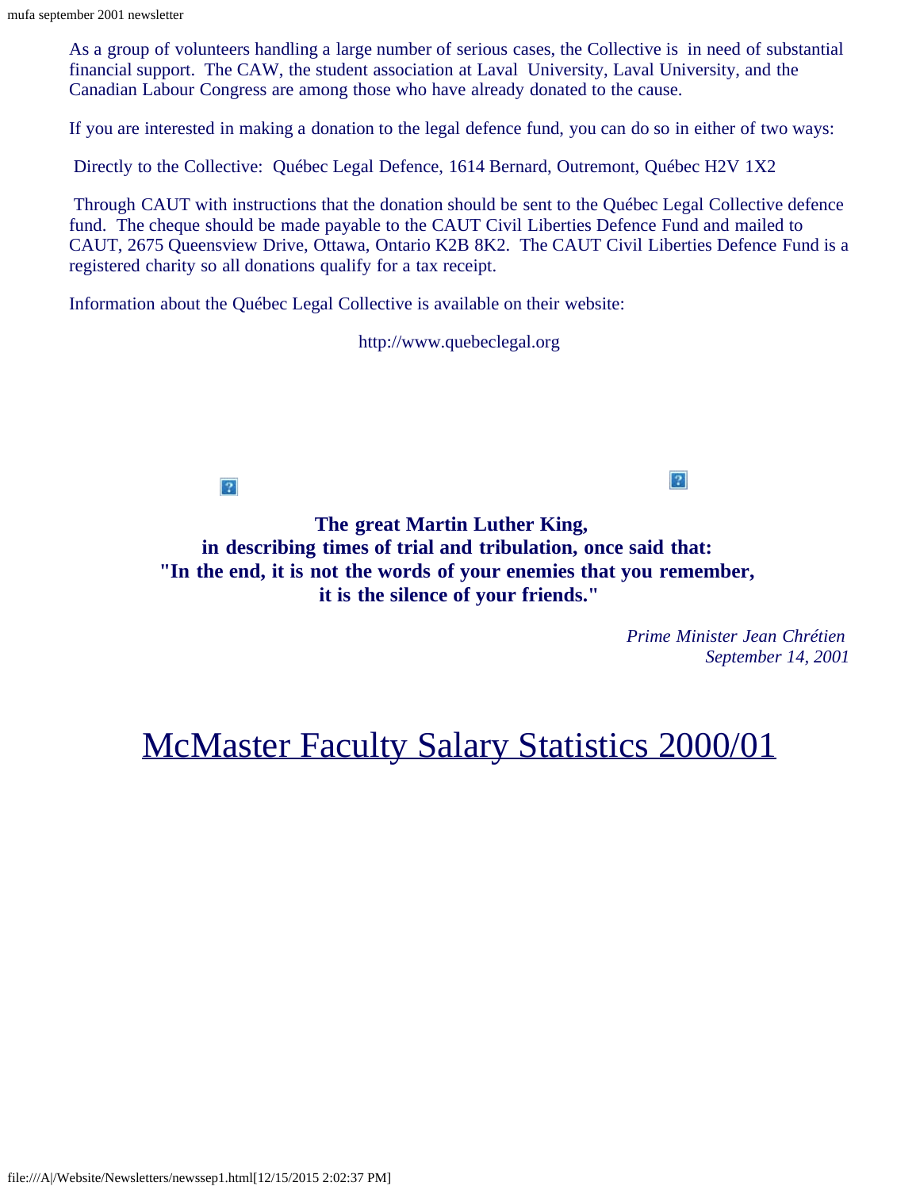As a group of volunteers handling a large number of serious cases, the Collective is in need of substantial financial support. The CAW, the student association at Laval University, Laval University, and the Canadian Labour Congress are among those who have already donated to the cause.

If you are interested in making a donation to the legal defence fund, you can do so in either of two ways:

Directly to the Collective: Québec Legal Defence, 1614 Bernard, Outremont, Québec H2V 1X2

Through CAUT with instructions that the donation should be sent to the Québec Legal Collective defence fund. The cheque should be made payable to the CAUT Civil Liberties Defence Fund and mailed to CAUT, 2675 Queensview Drive, Ottawa, Ontario K2B 8K2. The CAUT Civil Liberties Defence Fund is a registered charity so all donations qualify for a tax receipt.

Information about the Québec Legal Collective is available on their website:

http://www.quebeclegal.org

**The great Martin Luther King,**
**in describing times of trial and tribulation, once said that:**
**"In the end, it is not the words of your enemies that you remember,**
**it is the silence of your friends."**

*Prime Minister Jean Chrétien*
*September 14, 2001*

# McMaster Faculty Salary Statistics 2000/01